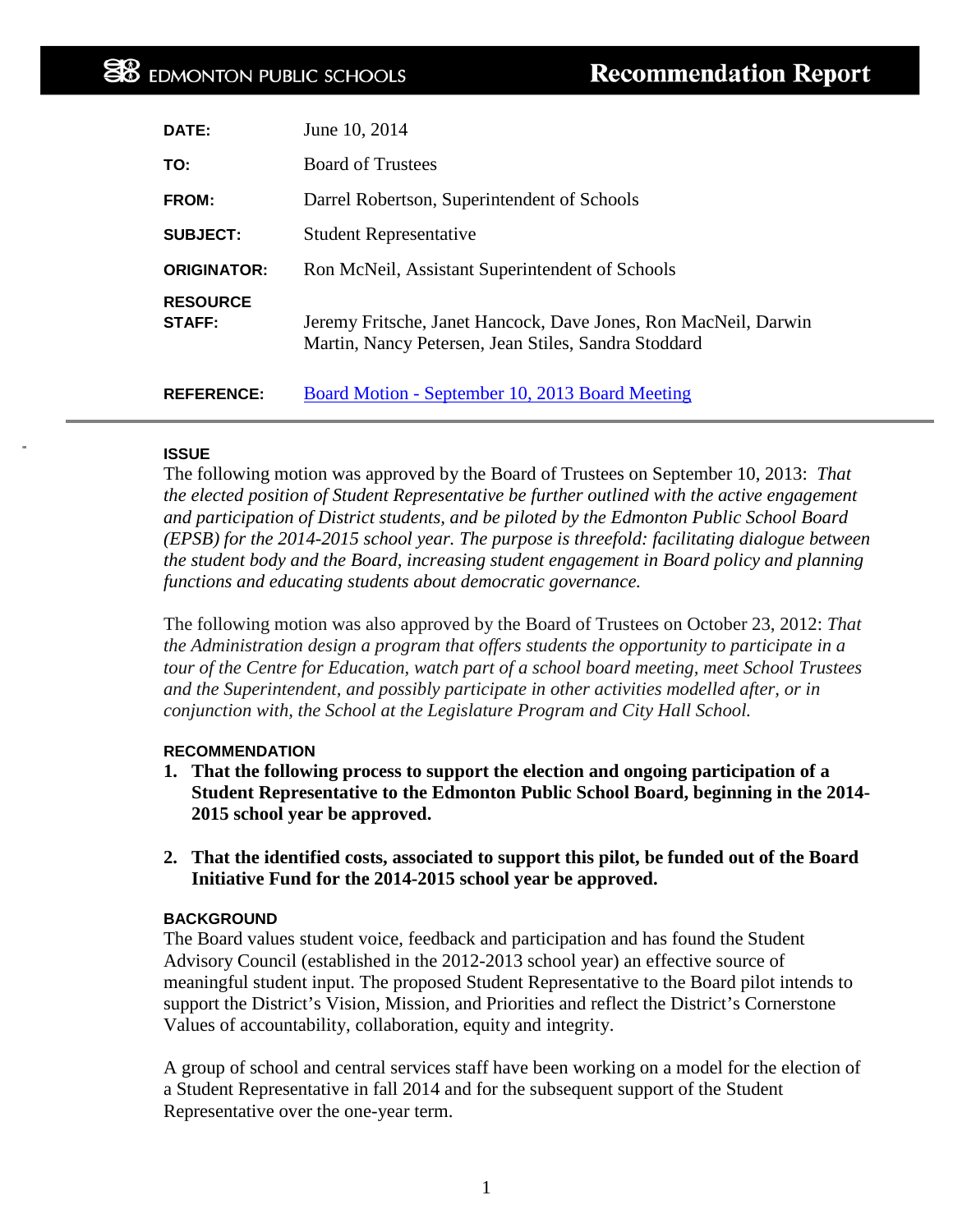**EDMONTON PUBLIC SCHOOLS** — **Recommendation Report**

| | |
|---|---|
| **DATE:** | June 10, 2014 |
| **TO:** | Board of Trustees |
| **FROM:** | Darrel Robertson, Superintendent of Schools |
| **SUBJECT:** | Student Representative |
| **ORIGINATOR:** | Ron McNeil, Assistant Superintendent of Schools |
| **RESOURCE STAFF:** | Jeremy Fritsche, Janet Hancock, Dave Jones, Ron MacNeil, Darwin Martin, Nancy Petersen, Jean Stiles, Sandra Stoddard |
| **REFERENCE:** | [Board Motion - September 10, 2013 Board Meeting]() |

---

### ISSUE

The following motion was approved by the Board of Trustees on September 10, 2013: *That the elected position of Student Representative be further outlined with the active engagement and participation of District students, and be piloted by the Edmonton Public School Board (EPSB) for the 2014-2015 school year. The purpose is threefold: facilitating dialogue between the student body and the Board, increasing student engagement in Board policy and planning functions and educating students about democratic governance.*

The following motion was also approved by the Board of Trustees on October 23, 2012: *That the Administration design a program that offers students the opportunity to participate in a tour of the Centre for Education, watch part of a school board meeting, meet School Trustees and the Superintendent, and possibly participate in other activities modelled after, or in conjunction with, the School at the Legislature Program and City Hall School.*

### RECOMMENDATION

1. **That the following process to support the election and ongoing participation of a Student Representative to the Edmonton Public School Board, beginning in the 2014-2015 school year be approved.**

2. **That the identified costs, associated to support this pilot, be funded out of the Board Initiative Fund for the 2014-2015 school year be approved.**

### BACKGROUND

The Board values student voice, feedback and participation and has found the Student Advisory Council (established in the 2012-2013 school year) an effective source of meaningful student input. The proposed Student Representative to the Board pilot intends to support the District's Vision, Mission, and Priorities and reflect the District's Cornerstone Values of accountability, collaboration, equity and integrity.

A group of school and central services staff have been working on a model for the election of a Student Representative in fall 2014 and for the subsequent support of the Student Representative over the one-year term.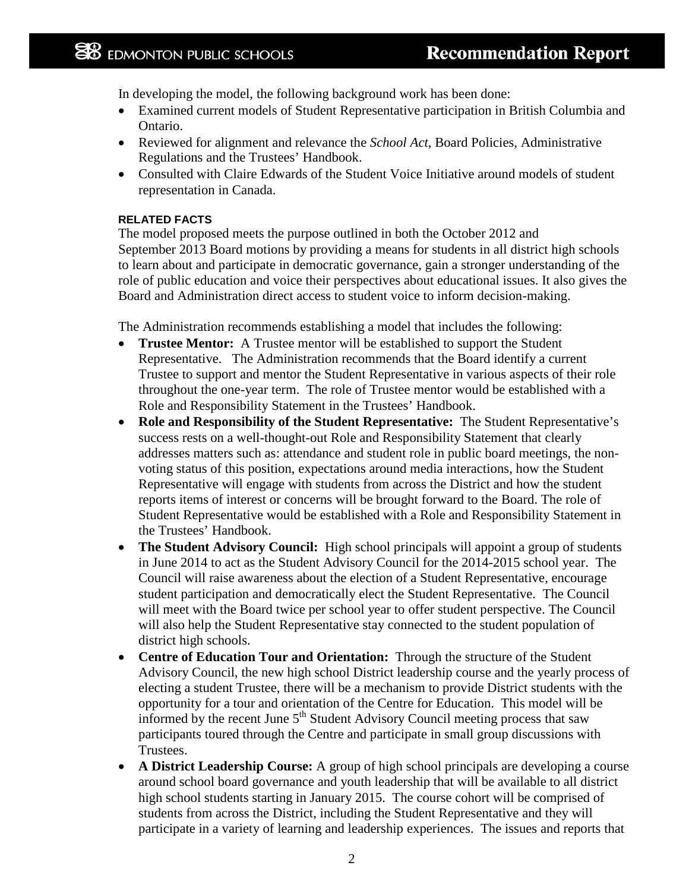In developing the model, the following background work has been done:

- Examined current models of Student Representative participation in British Columbia and Ontario.
- Reviewed for alignment and relevance the *School Act*, Board Policies, Administrative Regulations and the Trustees' Handbook.
- Consulted with Claire Edwards of the Student Voice Initiative around models of student representation in Canada.

**RELATED FACTS**

The model proposed meets the purpose outlined in both the October 2012 and September 2013 Board motions by providing a means for students in all district high schools to learn about and participate in democratic governance, gain a stronger understanding of the role of public education and voice their perspectives about educational issues. It also gives the Board and Administration direct access to student voice to inform decision-making.

The Administration recommends establishing a model that includes the following:

- **Trustee Mentor:** A Trustee mentor will be established to support the Student Representative. The Administration recommends that the Board identify a current Trustee to support and mentor the Student Representative in various aspects of their role throughout the one-year term. The role of Trustee mentor would be established with a Role and Responsibility Statement in the Trustees' Handbook.
- **Role and Responsibility of the Student Representative:** The Student Representative's success rests on a well-thought-out Role and Responsibility Statement that clearly addresses matters such as: attendance and student role in public board meetings, the non-voting status of this position, expectations around media interactions, how the Student Representative will engage with students from across the District and how the student reports items of interest or concerns will be brought forward to the Board. The role of Student Representative would be established with a Role and Responsibility Statement in the Trustees' Handbook.
- **The Student Advisory Council:** High school principals will appoint a group of students in June 2014 to act as the Student Advisory Council for the 2014-2015 school year. The Council will raise awareness about the election of a Student Representative, encourage student participation and democratically elect the Student Representative. The Council will meet with the Board twice per school year to offer student perspective. The Council will also help the Student Representative stay connected to the student population of district high schools.
- **Centre of Education Tour and Orientation:** Through the structure of the Student Advisory Council, the new high school District leadership course and the yearly process of electing a student Trustee, there will be a mechanism to provide District students with the opportunity for a tour and orientation of the Centre for Education. This model will be informed by the recent June 5th Student Advisory Council meeting process that saw participants toured through the Centre and participate in small group discussions with Trustees.
- **A District Leadership Course:** A group of high school principals are developing a course around school board governance and youth leadership that will be available to all district high school students starting in January 2015. The course cohort will be comprised of students from across the District, including the Student Representative and they will participate in a variety of learning and leadership experiences. The issues and reports that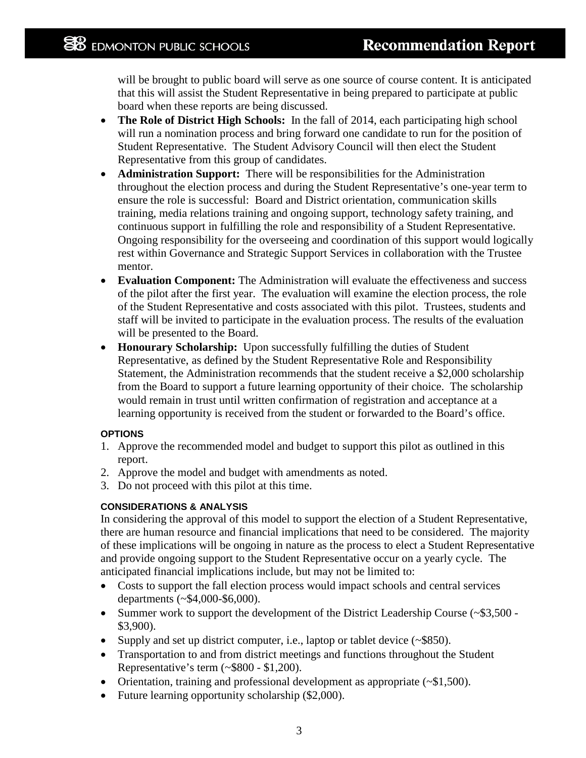will be brought to public board will serve as one source of course content. It is anticipated that this will assist the Student Representative in being prepared to participate at public board when these reports are being discussed.

- **The Role of District High Schools:** In the fall of 2014, each participating high school will run a nomination process and bring forward one candidate to run for the position of Student Representative. The Student Advisory Council will then elect the Student Representative from this group of candidates.
- **Administration Support:** There will be responsibilities for the Administration throughout the election process and during the Student Representative's one-year term to ensure the role is successful: Board and District orientation, communication skills training, media relations training and ongoing support, technology safety training, and continuous support in fulfilling the role and responsibility of a Student Representative. Ongoing responsibility for the overseeing and coordination of this support would logically rest within Governance and Strategic Support Services in collaboration with the Trustee mentor.
- **Evaluation Component:** The Administration will evaluate the effectiveness and success of the pilot after the first year. The evaluation will examine the election process, the role of the Student Representative and costs associated with this pilot. Trustees, students and staff will be invited to participate in the evaluation process. The results of the evaluation will be presented to the Board.
- **Honourary Scholarship:** Upon successfully fulfilling the duties of Student Representative, as defined by the Student Representative Role and Responsibility Statement, the Administration recommends that the student receive a $2,000 scholarship from the Board to support a future learning opportunity of their choice. The scholarship would remain in trust until written confirmation of registration and acceptance at a learning opportunity is received from the student or forwarded to the Board's office.

#### OPTIONS

1. Approve the recommended model and budget to support this pilot as outlined in this report.
2. Approve the model and budget with amendments as noted.
3. Do not proceed with this pilot at this time.

#### CONSIDERATIONS & ANALYSIS

In considering the approval of this model to support the election of a Student Representative, there are human resource and financial implications that need to be considered. The majority of these implications will be ongoing in nature as the process to elect a Student Representative and provide ongoing support to the Student Representative occur on a yearly cycle. The anticipated financial implications include, but may not be limited to:

- Costs to support the fall election process would impact schools and central services departments (~$4,000-$6,000).
- Summer work to support the development of the District Leadership Course (~$3,500 - $3,900).
- Supply and set up district computer, i.e., laptop or tablet device (~$850).
- Transportation to and from district meetings and functions throughout the Student Representative's term (~$800 - $1,200).
- Orientation, training and professional development as appropriate (~$1,500).
- Future learning opportunity scholarship ($2,000).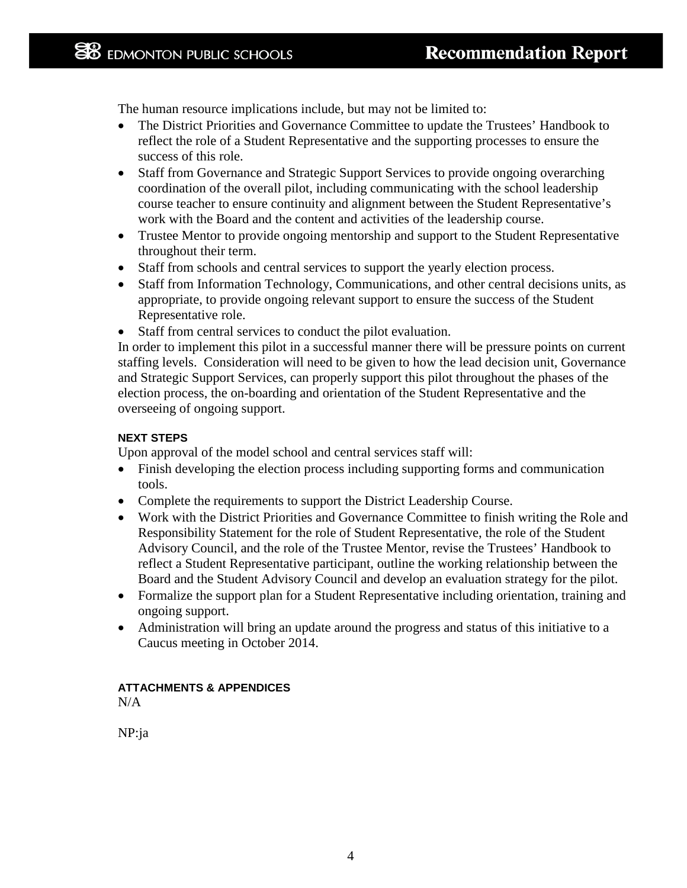The human resource implications include, but may not be limited to:

- The District Priorities and Governance Committee to update the Trustees' Handbook to reflect the role of a Student Representative and the supporting processes to ensure the success of this role.
- Staff from Governance and Strategic Support Services to provide ongoing overarching coordination of the overall pilot, including communicating with the school leadership course teacher to ensure continuity and alignment between the Student Representative's work with the Board and the content and activities of the leadership course.
- Trustee Mentor to provide ongoing mentorship and support to the Student Representative throughout their term.
- Staff from schools and central services to support the yearly election process.
- Staff from Information Technology, Communications, and other central decisions units, as appropriate, to provide ongoing relevant support to ensure the success of the Student Representative role.
- Staff from central services to conduct the pilot evaluation.

In order to implement this pilot in a successful manner there will be pressure points on current staffing levels. Consideration will need to be given to how the lead decision unit, Governance and Strategic Support Services, can properly support this pilot throughout the phases of the election process, the on-boarding and orientation of the Student Representative and the overseeing of ongoing support.

**NEXT STEPS**

Upon approval of the model school and central services staff will:

- Finish developing the election process including supporting forms and communication tools.
- Complete the requirements to support the District Leadership Course.
- Work with the District Priorities and Governance Committee to finish writing the Role and Responsibility Statement for the role of Student Representative, the role of the Student Advisory Council, and the role of the Trustee Mentor, revise the Trustees' Handbook to reflect a Student Representative participant, outline the working relationship between the Board and the Student Advisory Council and develop an evaluation strategy for the pilot.
- Formalize the support plan for a Student Representative including orientation, training and ongoing support.
- Administration will bring an update around the progress and status of this initiative to a Caucus meeting in October 2014.

**ATTACHMENTS & APPENDICES**

N/A

NP:ja